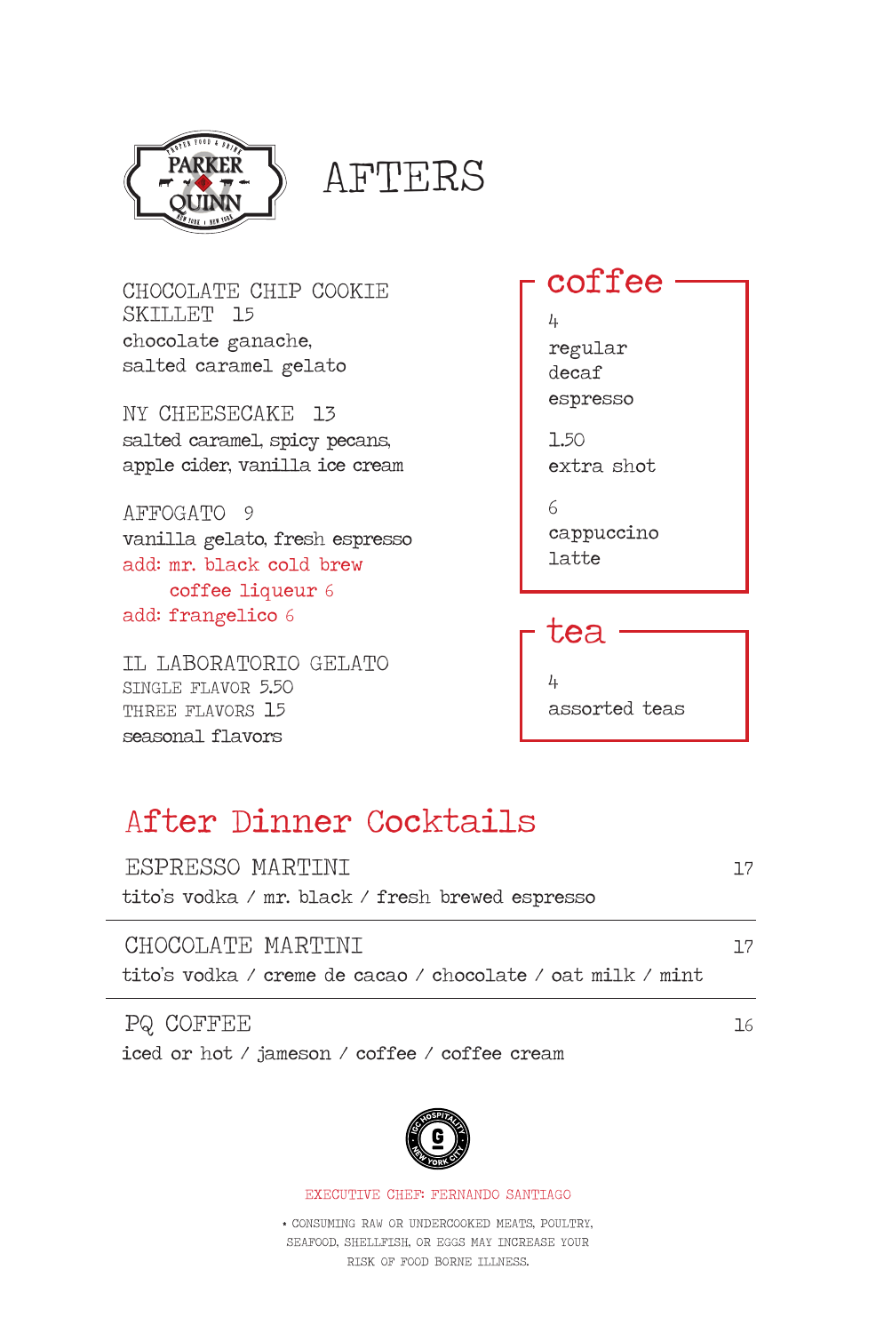PARKER & QUINN

# AFTERS

**CHOCOLATE CHIP COOKIE SKILLET** 15
chocolate ganache,
salted caramel gelato

**NY CHEESECAKE** 13
salted caramel, spicy pecans,
apple cider, vanilla ice cream

**AFFOGATO** 9
vanilla gelato, fresh espresso
add: mr. black cold brew coffee liqueur 6
add: frangelico 6

**IL LABORATORIO GELATO**
SINGLE FLAVOR 5.50
THREE FLAVORS 15
seasonal flavors

## coffee

4
regular
decaf
espresso

1.50
extra shot

6
cappuccino
latte

## tea

4
assorted teas

## After Dinner Cocktails

**ESPRESSO MARTINI** 17
tito's vodka / mr. black / fresh brewed espresso

**CHOCOLATE MARTINI** 17
tito's vodka / creme de cacao / chocolate / oat milk / mint

**PQ COFFEE** 16
iced or hot / jameson / coffee / coffee cream

EXECUTIVE CHEF: FERNANDO SANTIAGO

* CONSUMING RAW OR UNDERCOOKED MEATS, POULTRY, SEAFOOD, SHELLFISH, OR EGGS MAY INCREASE YOUR RISK OF FOOD BORNE ILLNESS.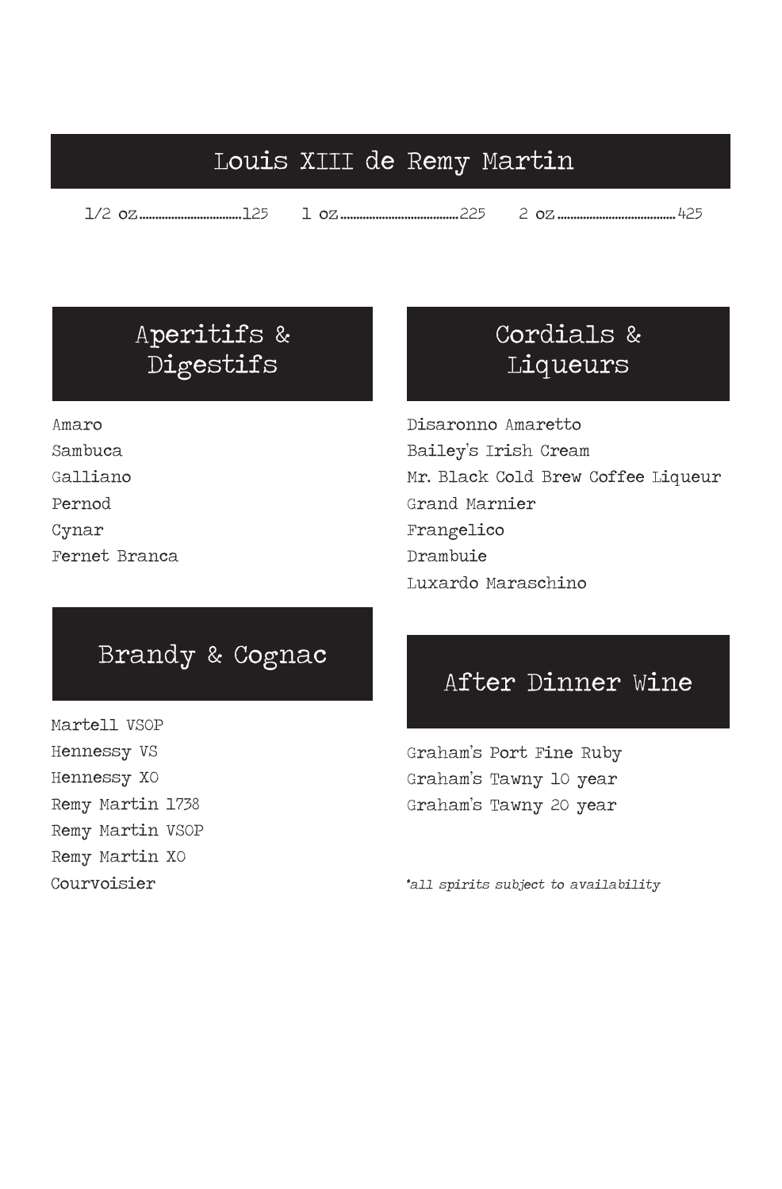# Louis XIII de Remy Martin

1/2 oz.................................125 1 oz.....................................225 2 oz.....................................425

## Aperitifs & Digestifs

Amaro
Sambuca
Galliano
Pernod
Cynar
Fernet Branca

## Cordials & Liqueurs

Disaronno Amaretto
Bailey's Irish Cream
Mr. Black Cold Brew Coffee Liqueur
Grand Marnier
Frangelico
Drambuie
Luxardo Maraschino

## Brandy & Cognac

Martell VSOP
Hennessy VS
Hennessy XO
Remy Martin 1738
Remy Martin VSOP
Remy Martin XO
Courvoisier

## After Dinner Wine

Graham's Port Fine Ruby
Graham's Tawny 10 year
Graham's Tawny 20 year

*\*all spirits subject to availability*